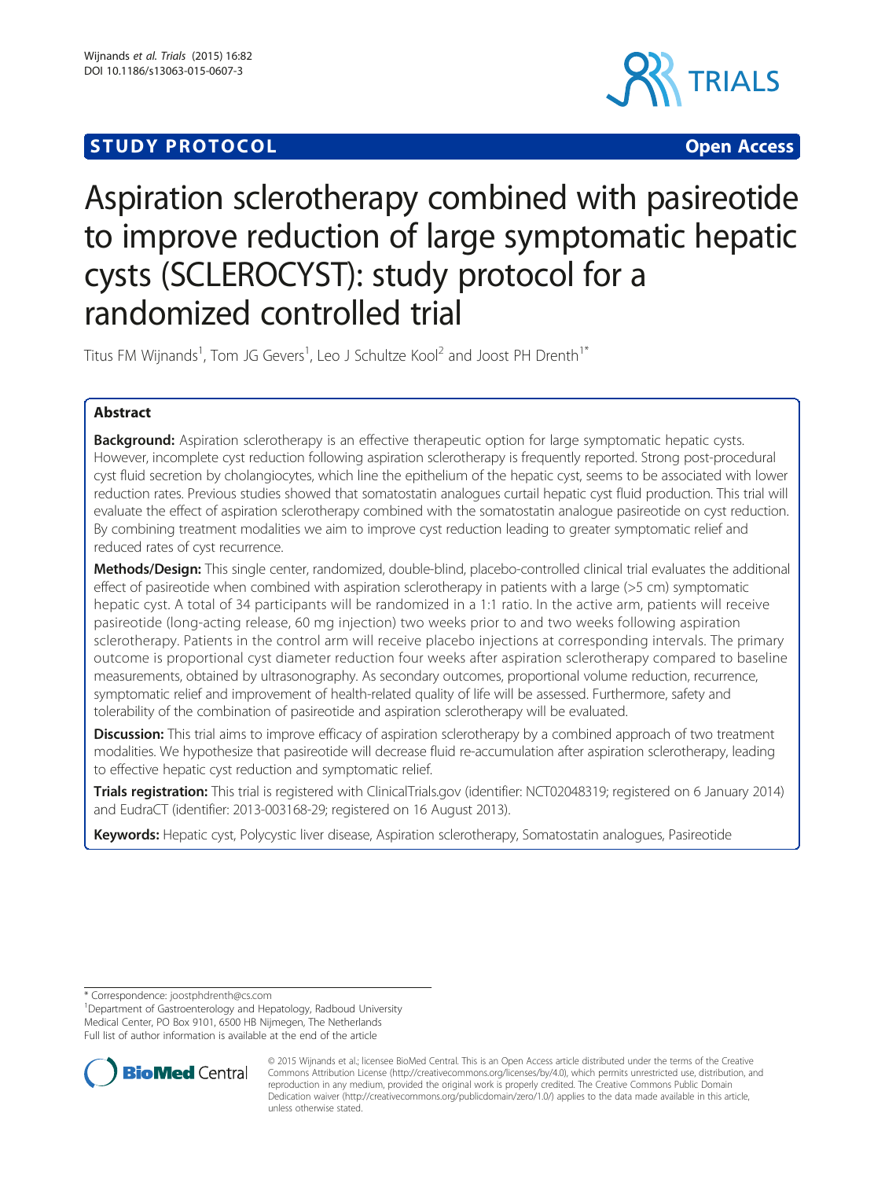**STUDY PROTOCOL** **Open Access**

# Aspiration sclerotherapy combined with pasireotide to improve reduction of large symptomatic hepatic cysts (SCLEROCYST): study protocol for a randomized controlled trial

Titus FM Wijnands[1], Tom JG Gevers[1], Leo J Schultze Kool[2] and Joost PH Drenth[1*]

## Abstract

**Background:** Aspiration sclerotherapy is an effective therapeutic option for large symptomatic hepatic cysts. However, incomplete cyst reduction following aspiration sclerotherapy is frequently reported. Strong post-procedural cyst fluid secretion by cholangiocytes, which line the epithelium of the hepatic cyst, seems to be associated with lower reduction rates. Previous studies showed that somatostatin analogues curtail hepatic cyst fluid production. This trial will evaluate the effect of aspiration sclerotherapy combined with the somatostatin analogue pasireotide on cyst reduction. By combining treatment modalities we aim to improve cyst reduction leading to greater symptomatic relief and reduced rates of cyst recurrence.

**Methods/Design:** This single center, randomized, double-blind, placebo-controlled clinical trial evaluates the additional effect of pasireotide when combined with aspiration sclerotherapy in patients with a large (>5 cm) symptomatic hepatic cyst. A total of 34 participants will be randomized in a 1:1 ratio. In the active arm, patients will receive pasireotide (long-acting release, 60 mg injection) two weeks prior to and two weeks following aspiration sclerotherapy. Patients in the control arm will receive placebo injections at corresponding intervals. The primary outcome is proportional cyst diameter reduction four weeks after aspiration sclerotherapy compared to baseline measurements, obtained by ultrasonography. As secondary outcomes, proportional volume reduction, recurrence, symptomatic relief and improvement of health-related quality of life will be assessed. Furthermore, safety and tolerability of the combination of pasireotide and aspiration sclerotherapy will be evaluated.

**Discussion:** This trial aims to improve efficacy of aspiration sclerotherapy by a combined approach of two treatment modalities. We hypothesize that pasireotide will decrease fluid re-accumulation after aspiration sclerotherapy, leading to effective hepatic cyst reduction and symptomatic relief.

**Trials registration:** This trial is registered with ClinicalTrials.gov (identifier: NCT02048319; registered on 6 January 2014) and EudraCT (identifier: 2013-003168-29; registered on 16 August 2013).

**Keywords:** Hepatic cyst, Polycystic liver disease, Aspiration sclerotherapy, Somatostatin analogues, Pasireotide

\* Correspondence: joostphdrenth@cs.com
[1]Department of Gastroenterology and Hepatology, Radboud University Medical Center, PO Box 9101, 6500 HB Nijmegen, The Netherlands
Full list of author information is available at the end of the article

© 2015 Wijnands et al.; licensee BioMed Central. This is an Open Access article distributed under the terms of the Creative Commons Attribution License (http://creativecommons.org/licenses/by/4.0), which permits unrestricted use, distribution, and reproduction in any medium, provided the original work is properly credited. The Creative Commons Public Domain Dedication waiver (http://creativecommons.org/publicdomain/zero/1.0/) applies to the data made available in this article, unless otherwise stated.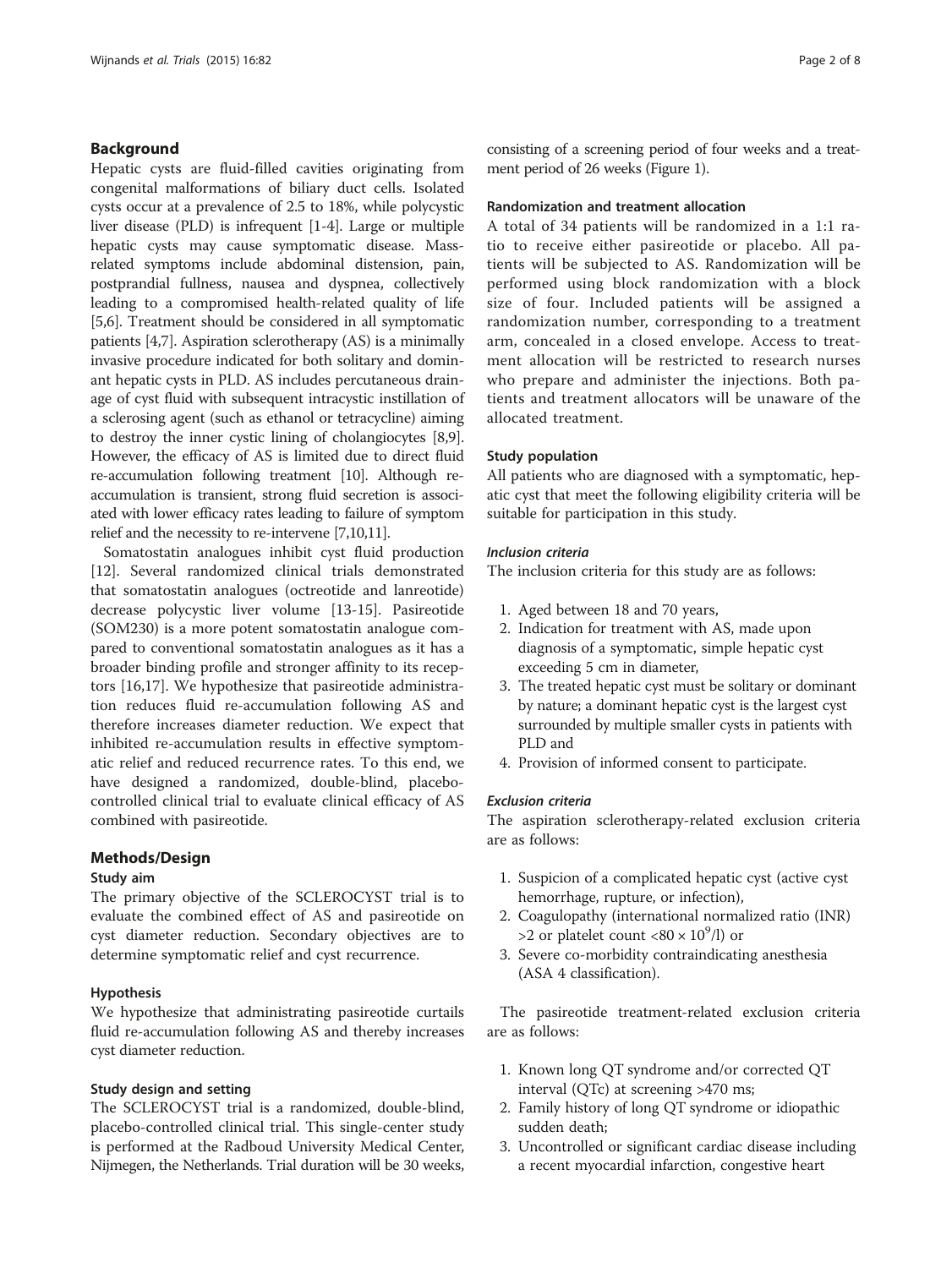## Background

Hepatic cysts are fluid-filled cavities originating from congenital malformations of biliary duct cells. Isolated cysts occur at a prevalence of 2.5 to 18%, while polycystic liver disease (PLD) is infrequent [1-4]. Large or multiple hepatic cysts may cause symptomatic disease. Mass-related symptoms include abdominal distension, pain, postprandial fullness, nausea and dyspnea, collectively leading to a compromised health-related quality of life [5,6]. Treatment should be considered in all symptomatic patients [4,7]. Aspiration sclerotherapy (AS) is a minimally invasive procedure indicated for both solitary and dominant hepatic cysts in PLD. AS includes percutaneous drainage of cyst fluid with subsequent intracystic instillation of a sclerosing agent (such as ethanol or tetracycline) aiming to destroy the inner cystic lining of cholangiocytes [8,9]. However, the efficacy of AS is limited due to direct fluid re-accumulation following treatment [10]. Although re-accumulation is transient, strong fluid secretion is associated with lower efficacy rates leading to failure of symptom relief and the necessity to re-intervene [7,10,11].

Somatostatin analogues inhibit cyst fluid production [12]. Several randomized clinical trials demonstrated that somatostatin analogues (octreotide and lanreotide) decrease polycystic liver volume [13-15]. Pasireotide (SOM230) is a more potent somatostatin analogue compared to conventional somatostatin analogues as it has a broader binding profile and stronger affinity to its receptors [16,17]. We hypothesize that pasireotide administration reduces fluid re-accumulation following AS and therefore increases diameter reduction. We expect that inhibited re-accumulation results in effective symptomatic relief and reduced recurrence rates. To this end, we have designed a randomized, double-blind, placebo-controlled clinical trial to evaluate clinical efficacy of AS combined with pasireotide.

## Methods/Design

### Study aim

The primary objective of the SCLEROCYST trial is to evaluate the combined effect of AS and pasireotide on cyst diameter reduction. Secondary objectives are to determine symptomatic relief and cyst recurrence.

### Hypothesis

We hypothesize that administrating pasireotide curtails fluid re-accumulation following AS and thereby increases cyst diameter reduction.

### Study design and setting

The SCLEROCYST trial is a randomized, double-blind, placebo-controlled clinical trial. This single-center study is performed at the Radboud University Medical Center, Nijmegen, the Netherlands. Trial duration will be 30 weeks, consisting of a screening period of four weeks and a treatment period of 26 weeks (Figure 1).

### Randomization and treatment allocation

A total of 34 patients will be randomized in a 1:1 ratio to receive either pasireotide or placebo. All patients will be subjected to AS. Randomization will be performed using block randomization with a block size of four. Included patients will be assigned a randomization number, corresponding to a treatment arm, concealed in a closed envelope. Access to treatment allocation will be restricted to research nurses who prepare and administer the injections. Both patients and treatment allocators will be unaware of the allocated treatment.

### Study population

All patients who are diagnosed with a symptomatic, hepatic cyst that meet the following eligibility criteria will be suitable for participation in this study.

#### *Inclusion criteria*

The inclusion criteria for this study are as follows:

1. Aged between 18 and 70 years,
2. Indication for treatment with AS, made upon diagnosis of a symptomatic, simple hepatic cyst exceeding 5 cm in diameter,
3. The treated hepatic cyst must be solitary or dominant by nature; a dominant hepatic cyst is the largest cyst surrounded by multiple smaller cysts in patients with PLD and
4. Provision of informed consent to participate.

#### *Exclusion criteria*

The aspiration sclerotherapy-related exclusion criteria are as follows:

1. Suspicion of a complicated hepatic cyst (active cyst hemorrhage, rupture, or infection),
2. Coagulopathy (international normalized ratio (INR) >2 or platelet count $<80 \times 10^9$/l) or
3. Severe co-morbidity contraindicating anesthesia (ASA 4 classification).

The pasireotide treatment-related exclusion criteria are as follows:

1. Known long QT syndrome and/or corrected QT interval (QTc) at screening >470 ms;
2. Family history of long QT syndrome or idiopathic sudden death;
3. Uncontrolled or significant cardiac disease including a recent myocardial infarction, congestive heart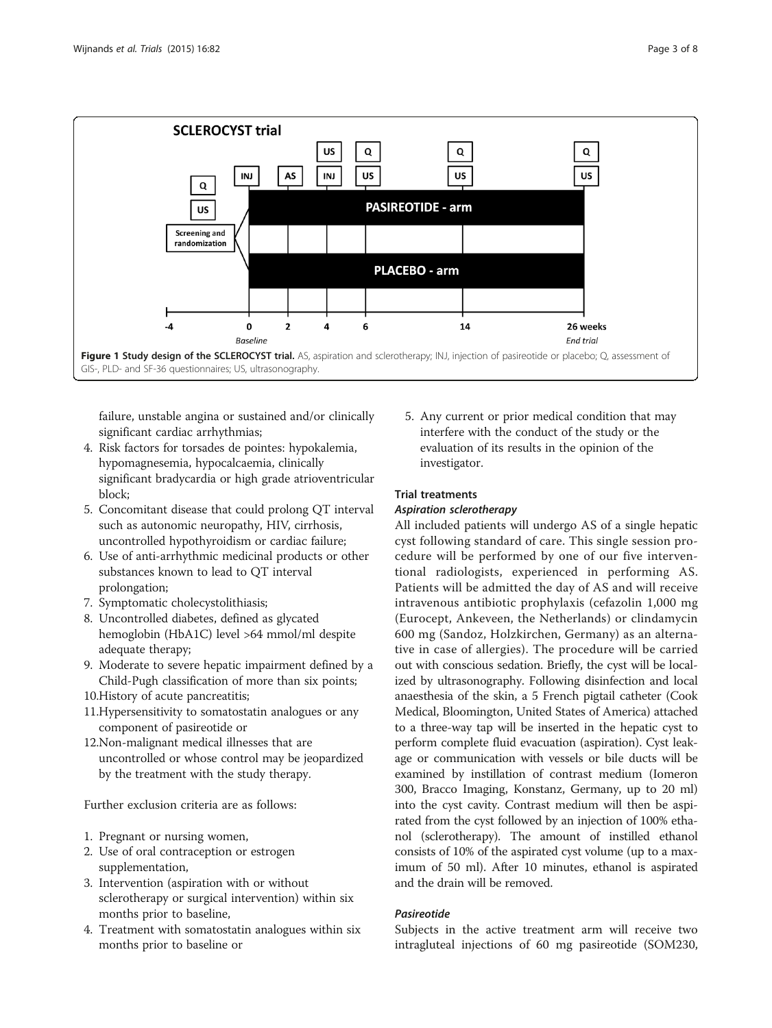**Figure 1 Study design of the SCLEROCYST trial.** AS, aspiration and sclerotherapy; INJ, injection of pasireotide or placebo; Q, assessment of GIS-, PLD- and SF-36 questionnaires; US, ultrasonography.

failure, unstable angina or sustained and/or clinically significant cardiac arrhythmias;

4. Risk factors for torsades de pointes: hypokalemia, hypomagnesemia, hypocalcaemia, clinically significant bradycardia or high grade atrioventricular block;
5. Concomitant disease that could prolong QT interval such as autonomic neuropathy, HIV, cirrhosis, uncontrolled hypothyroidism or cardiac failure;
6. Use of anti-arrhythmic medicinal products or other substances known to lead to QT interval prolongation;
7. Symptomatic cholecystolithiasis;
8. Uncontrolled diabetes, defined as glycated hemoglobin (HbA1C) level >64 mmol/ml despite adequate therapy;
9. Moderate to severe hepatic impairment defined by a Child-Pugh classification of more than six points;
10. History of acute pancreatitis;
11. Hypersensitivity to somatostatin analogues or any component of pasireotide or
12. Non-malignant medical illnesses that are uncontrolled or whose control may be jeopardized by the treatment with the study therapy.

Further exclusion criteria are as follows:

1. Pregnant or nursing women,
2. Use of oral contraception or estrogen supplementation,
3. Intervention (aspiration with or without sclerotherapy or surgical intervention) within six months prior to baseline,
4. Treatment with somatostatin analogues within six months prior to baseline or
5. Any current or prior medical condition that may interfere with the conduct of the study or the evaluation of its results in the opinion of the investigator.

### Trial treatments

#### *Aspiration sclerotherapy*

All included patients will undergo AS of a single hepatic cyst following standard of care. This single session procedure will be performed by one of our five interventional radiologists, experienced in performing AS. Patients will be admitted the day of AS and will receive intravenous antibiotic prophylaxis (cefazolin 1,000 mg (Eurocept, Ankeveen, the Netherlands) or clindamycin 600 mg (Sandoz, Holzkirchen, Germany) as an alternative in case of allergies). The procedure will be carried out with conscious sedation. Briefly, the cyst will be localized by ultrasonography. Following disinfection and local anaesthesia of the skin, a 5 French pigtail catheter (Cook Medical, Bloomington, United States of America) attached to a three-way tap will be inserted in the hepatic cyst to perform complete fluid evacuation (aspiration). Cyst leakage or communication with vessels or bile ducts will be examined by instillation of contrast medium (Iomeron 300, Bracco Imaging, Konstanz, Germany, up to 20 ml) into the cyst cavity. Contrast medium will then be aspirated from the cyst followed by an injection of 100% ethanol (sclerotherapy). The amount of instilled ethanol consists of 10% of the aspirated cyst volume (up to a maximum of 50 ml). After 10 minutes, ethanol is aspirated and the drain will be removed.

#### *Pasireotide*

Subjects in the active treatment arm will receive two intragluteal injections of 60 mg pasireotide (SOM230,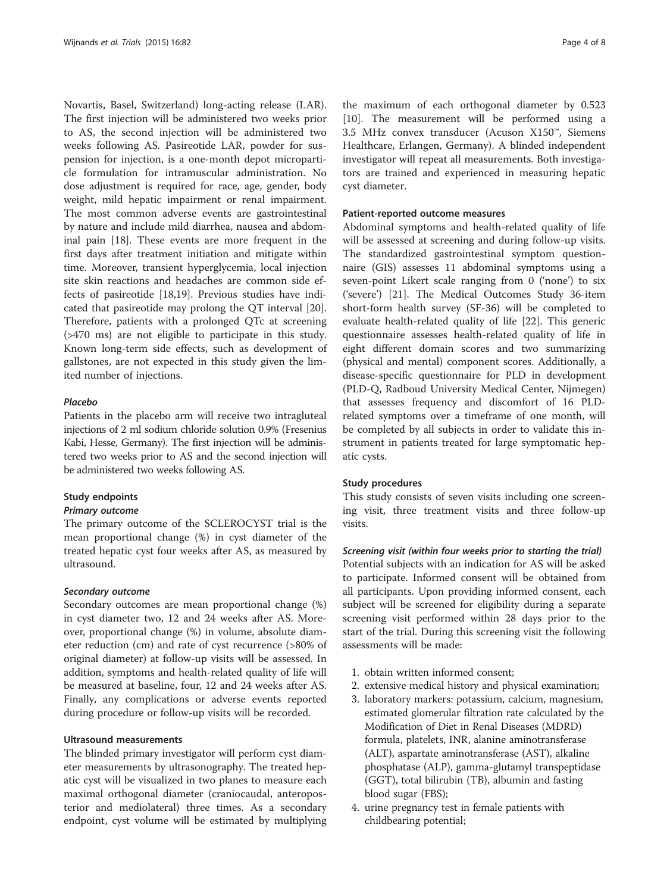Novartis, Basel, Switzerland) long-acting release (LAR). The first injection will be administered two weeks prior to AS, the second injection will be administered two weeks following AS. Pasireotide LAR, powder for suspension for injection, is a one-month depot microparticle formulation for intramuscular administration. No dose adjustment is required for race, age, gender, body weight, mild hepatic impairment or renal impairment. The most common adverse events are gastrointestinal by nature and include mild diarrhea, nausea and abdominal pain [18]. These events are more frequent in the first days after treatment initiation and mitigate within time. Moreover, transient hyperglycemia, local injection site skin reactions and headaches are common side effects of pasireotide [18,19]. Previous studies have indicated that pasireotide may prolong the QT interval [20]. Therefore, patients with a prolonged QTc at screening (>470 ms) are not eligible to participate in this study. Known long-term side effects, such as development of gallstones, are not expected in this study given the limited number of injections.

#### *Placebo*

Patients in the placebo arm will receive two intragluteal injections of 2 ml sodium chloride solution 0.9% (Fresenius Kabi, Hesse, Germany). The first injection will be administered two weeks prior to AS and the second injection will be administered two weeks following AS.

### Study endpoints

#### *Primary outcome*

The primary outcome of the SCLEROCYST trial is the mean proportional change (%) in cyst diameter of the treated hepatic cyst four weeks after AS, as measured by ultrasound.

#### *Secondary outcome*

Secondary outcomes are mean proportional change (%) in cyst diameter two, 12 and 24 weeks after AS. Moreover, proportional change (%) in volume, absolute diameter reduction (cm) and rate of cyst recurrence (>80% of original diameter) at follow-up visits will be assessed. In addition, symptoms and health-related quality of life will be measured at baseline, four, 12 and 24 weeks after AS. Finally, any complications or adverse events reported during procedure or follow-up visits will be recorded.

### Ultrasound measurements

The blinded primary investigator will perform cyst diameter measurements by ultrasonography. The treated hepatic cyst will be visualized in two planes to measure each maximal orthogonal diameter (craniocaudal, anteroposterior and mediolateral) three times. As a secondary endpoint, cyst volume will be estimated by multiplying the maximum of each orthogonal diameter by 0.523 [10]. The measurement will be performed using a 3.5 MHz convex transducer (Acuson X150™, Siemens Healthcare, Erlangen, Germany). A blinded independent investigator will repeat all measurements. Both investigators are trained and experienced in measuring hepatic cyst diameter.

### Patient-reported outcome measures

Abdominal symptoms and health-related quality of life will be assessed at screening and during follow-up visits. The standardized gastrointestinal symptom questionnaire (GIS) assesses 11 abdominal symptoms using a seven-point Likert scale ranging from 0 ('none') to six ('severe') [21]. The Medical Outcomes Study 36-item short-form health survey (SF-36) will be completed to evaluate health-related quality of life [22]. This generic questionnaire assesses health-related quality of life in eight different domain scores and two summarizing (physical and mental) component scores. Additionally, a disease-specific questionnaire for PLD in development (PLD-Q, Radboud University Medical Center, Nijmegen) that assesses frequency and discomfort of 16 PLD-related symptoms over a timeframe of one month, will be completed by all subjects in order to validate this instrument in patients treated for large symptomatic hepatic cysts.

### Study procedures

This study consists of seven visits including one screening visit, three treatment visits and three follow-up visits.

#### *Screening visit (within four weeks prior to starting the trial)*

Potential subjects with an indication for AS will be asked to participate. Informed consent will be obtained from all participants. Upon providing informed consent, each subject will be screened for eligibility during a separate screening visit performed within 28 days prior to the start of the trial. During this screening visit the following assessments will be made:

1. obtain written informed consent;
2. extensive medical history and physical examination;
3. laboratory markers: potassium, calcium, magnesium, estimated glomerular filtration rate calculated by the Modification of Diet in Renal Diseases (MDRD) formula, platelets, INR, alanine aminotransferase (ALT), aspartate aminotransferase (AST), alkaline phosphatase (ALP), gamma-glutamyl transpeptidase (GGT), total bilirubin (TB), albumin and fasting blood sugar (FBS);
4. urine pregnancy test in female patients with childbearing potential;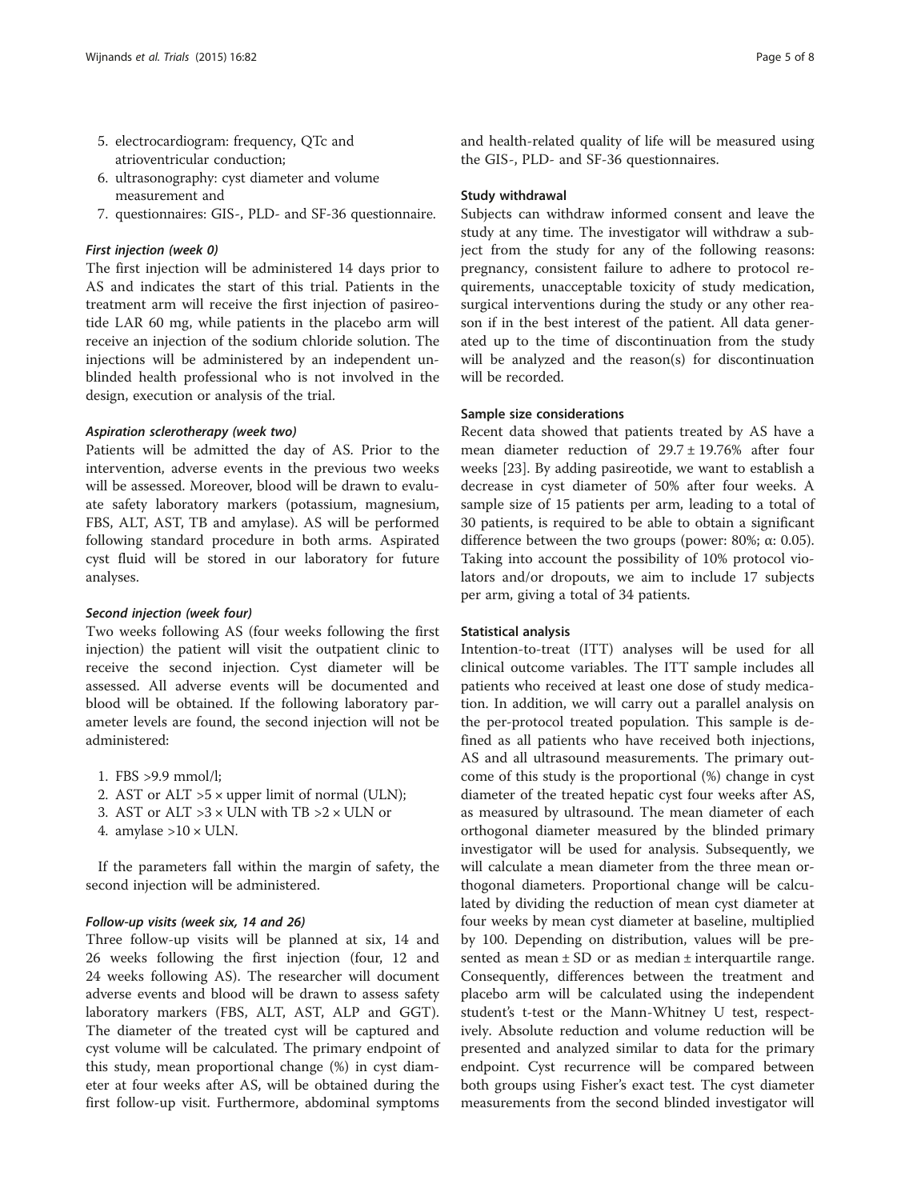5. electrocardiogram: frequency, QTc and atrioventricular conduction;
6. ultrasonography: cyst diameter and volume measurement and
7. questionnaires: GIS-, PLD- and SF-36 questionnaire.

#### *First injection (week 0)*

The first injection will be administered 14 days prior to AS and indicates the start of this trial. Patients in the treatment arm will receive the first injection of pasireotide LAR 60 mg, while patients in the placebo arm will receive an injection of the sodium chloride solution. The injections will be administered by an independent unblinded health professional who is not involved in the design, execution or analysis of the trial.

#### *Aspiration sclerotherapy (week two)*

Patients will be admitted the day of AS. Prior to the intervention, adverse events in the previous two weeks will be assessed. Moreover, blood will be drawn to evaluate safety laboratory markers (potassium, magnesium, FBS, ALT, AST, TB and amylase). AS will be performed following standard procedure in both arms. Aspirated cyst fluid will be stored in our laboratory for future analyses.

#### *Second injection (week four)*

Two weeks following AS (four weeks following the first injection) the patient will visit the outpatient clinic to receive the second injection. Cyst diameter will be assessed. All adverse events will be documented and blood will be obtained. If the following laboratory parameter levels are found, the second injection will not be administered:

1. FBS >9.9 mmol/l;
2. AST or ALT >5 × upper limit of normal (ULN);
3. AST or ALT >3 × ULN with TB >2 × ULN or
4. amylase >10 × ULN.

If the parameters fall within the margin of safety, the second injection will be administered.

#### *Follow-up visits (week six, 14 and 26)*

Three follow-up visits will be planned at six, 14 and 26 weeks following the first injection (four, 12 and 24 weeks following AS). The researcher will document adverse events and blood will be drawn to assess safety laboratory markers (FBS, ALT, AST, ALP and GGT). The diameter of the treated cyst will be captured and cyst volume will be calculated. The primary endpoint of this study, mean proportional change (%) in cyst diameter at four weeks after AS, will be obtained during the first follow-up visit. Furthermore, abdominal symptoms and health-related quality of life will be measured using the GIS-, PLD- and SF-36 questionnaires.

### Study withdrawal

Subjects can withdraw informed consent and leave the study at any time. The investigator will withdraw a subject from the study for any of the following reasons: pregnancy, consistent failure to adhere to protocol requirements, unacceptable toxicity of study medication, surgical interventions during the study or any other reason if in the best interest of the patient. All data generated up to the time of discontinuation from the study will be analyzed and the reason(s) for discontinuation will be recorded.

### Sample size considerations

Recent data showed that patients treated by AS have a mean diameter reduction of 29.7 ± 19.76% after four weeks [23]. By adding pasireotide, we want to establish a decrease in cyst diameter of 50% after four weeks. A sample size of 15 patients per arm, leading to a total of 30 patients, is required to be able to obtain a significant difference between the two groups (power: 80%; $\alpha$: 0.05). Taking into account the possibility of 10% protocol violators and/or dropouts, we aim to include 17 subjects per arm, giving a total of 34 patients.

### Statistical analysis

Intention-to-treat (ITT) analyses will be used for all clinical outcome variables. The ITT sample includes all patients who received at least one dose of study medication. In addition, we will carry out a parallel analysis on the per-protocol treated population. This sample is defined as all patients who have received both injections, AS and all ultrasound measurements. The primary outcome of this study is the proportional (%) change in cyst diameter of the treated hepatic cyst four weeks after AS, as measured by ultrasound. The mean diameter of each orthogonal diameter measured by the blinded primary investigator will be used for analysis. Subsequently, we will calculate a mean diameter from the three mean orthogonal diameters. Proportional change will be calculated by dividing the reduction of mean cyst diameter at four weeks by mean cyst diameter at baseline, multiplied by 100. Depending on distribution, values will be presented as mean ± SD or as median ± interquartile range. Consequently, differences between the treatment and placebo arm will be calculated using the independent student's t-test or the Mann-Whitney U test, respectively. Absolute reduction and volume reduction will be presented and analyzed similar to data for the primary endpoint. Cyst recurrence will be compared between both groups using Fisher's exact test. The cyst diameter measurements from the second blinded investigator will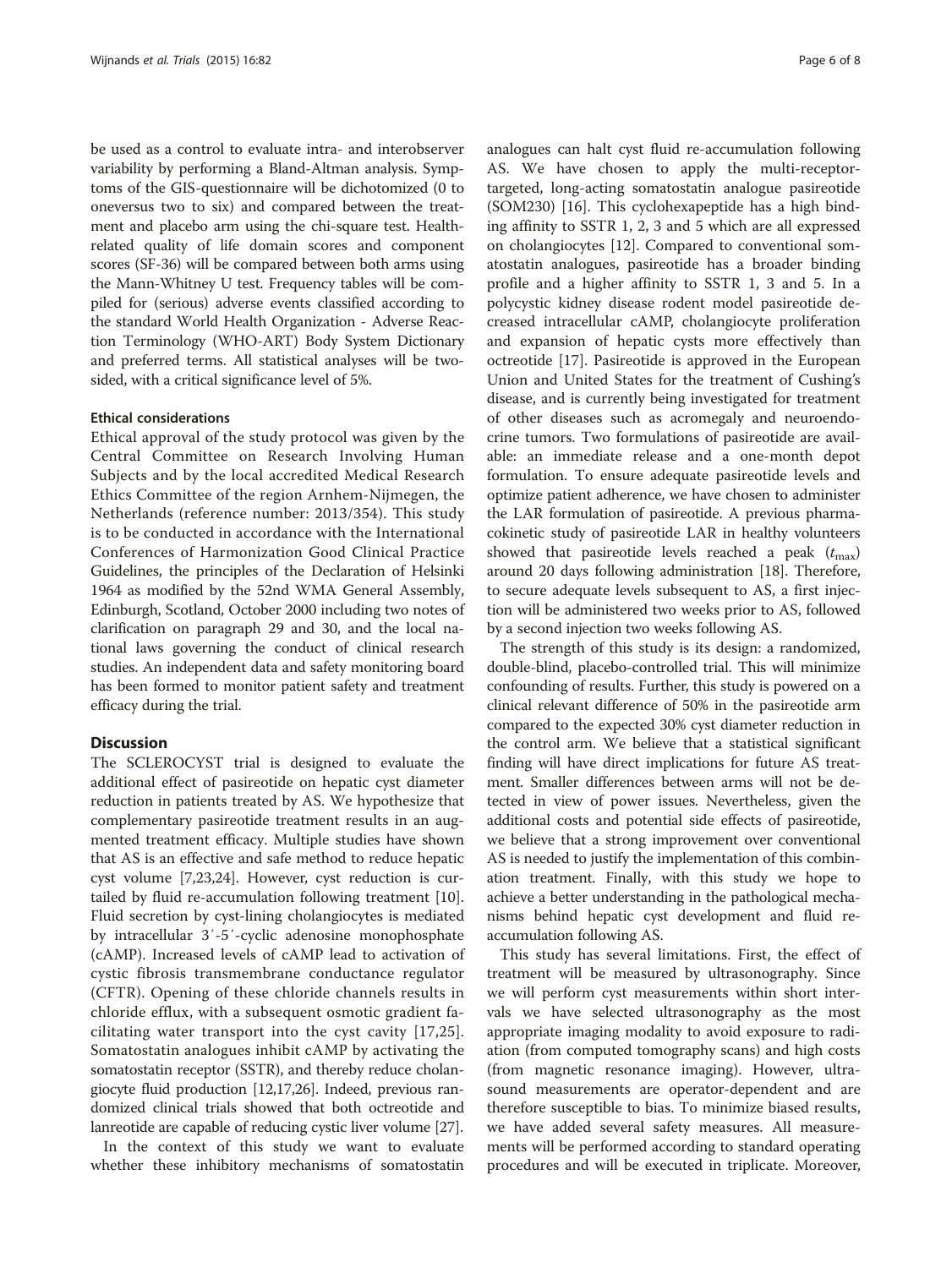be used as a control to evaluate intra- and interobserver variability by performing a Bland-Altman analysis. Symptoms of the GIS-questionnaire will be dichotomized (0 to oneversus two to six) and compared between the treatment and placebo arm using the chi-square test. Health-related quality of life domain scores and component scores (SF-36) will be compared between both arms using the Mann-Whitney U test. Frequency tables will be compiled for (serious) adverse events classified according to the standard World Health Organization - Adverse Reaction Terminology (WHO-ART) Body System Dictionary and preferred terms. All statistical analyses will be two-sided, with a critical significance level of 5%.

### Ethical considerations

Ethical approval of the study protocol was given by the Central Committee on Research Involving Human Subjects and by the local accredited Medical Research Ethics Committee of the region Arnhem-Nijmegen, the Netherlands (reference number: 2013/354). This study is to be conducted in accordance with the International Conferences of Harmonization Good Clinical Practice Guidelines, the principles of the Declaration of Helsinki 1964 as modified by the 52nd WMA General Assembly, Edinburgh, Scotland, October 2000 including two notes of clarification on paragraph 29 and 30, and the local national laws governing the conduct of clinical research studies. An independent data and safety monitoring board has been formed to monitor patient safety and treatment efficacy during the trial.

## Discussion

The SCLEROCYST trial is designed to evaluate the additional effect of pasireotide on hepatic cyst diameter reduction in patients treated by AS. We hypothesize that complementary pasireotide treatment results in an augmented treatment efficacy. Multiple studies have shown that AS is an effective and safe method to reduce hepatic cyst volume [7,23,24]. However, cyst reduction is curtailed by fluid re-accumulation following treatment [10]. Fluid secretion by cyst-lining cholangiocytes is mediated by intracellular 3′-5′-cyclic adenosine monophosphate (cAMP). Increased levels of cAMP lead to activation of cystic fibrosis transmembrane conductance regulator (CFTR). Opening of these chloride channels results in chloride efflux, with a subsequent osmotic gradient facilitating water transport into the cyst cavity [17,25]. Somatostatin analogues inhibit cAMP by activating the somatostatin receptor (SSTR), and thereby reduce cholangiocyte fluid production [12,17,26]. Indeed, previous randomized clinical trials showed that both octreotide and lanreotide are capable of reducing cystic liver volume [27].

In the context of this study we want to evaluate whether these inhibitory mechanisms of somatostatin analogues can halt cyst fluid re-accumulation following AS. We have chosen to apply the multi-receptor-targeted, long-acting somatostatin analogue pasireotide (SOM230) [16]. This cyclohexapeptide has a high binding affinity to SSTR 1, 2, 3 and 5 which are all expressed on cholangiocytes [12]. Compared to conventional somatostatin analogues, pasireotide has a broader binding profile and a higher affinity to SSTR 1, 3 and 5. In a polycystic kidney disease rodent model pasireotide decreased intracellular cAMP, cholangiocyte proliferation and expansion of hepatic cysts more effectively than octreotide [17]. Pasireotide is approved in the European Union and United States for the treatment of Cushing's disease, and is currently being investigated for treatment of other diseases such as acromegaly and neuroendocrine tumors. Two formulations of pasireotide are available: an immediate release and a one-month depot formulation. To ensure adequate pasireotide levels and optimize patient adherence, we have chosen to administer the LAR formulation of pasireotide. A previous pharmacokinetic study of pasireotide LAR in healthy volunteers showed that pasireotide levels reached a peak ($t_{max}$) around 20 days following administration [18]. Therefore, to secure adequate levels subsequent to AS, a first injection will be administered two weeks prior to AS, followed by a second injection two weeks following AS.

The strength of this study is its design: a randomized, double-blind, placebo-controlled trial. This will minimize confounding of results. Further, this study is powered on a clinical relevant difference of 50% in the pasireotide arm compared to the expected 30% cyst diameter reduction in the control arm. We believe that a statistical significant finding will have direct implications for future AS treatment. Smaller differences between arms will not be detected in view of power issues. Nevertheless, given the additional costs and potential side effects of pasireotide, we believe that a strong improvement over conventional AS is needed to justify the implementation of this combination treatment. Finally, with this study we hope to achieve a better understanding in the pathological mechanisms behind hepatic cyst development and fluid re-accumulation following AS.

This study has several limitations. First, the effect of treatment will be measured by ultrasonography. Since we will perform cyst measurements within short intervals we have selected ultrasonography as the most appropriate imaging modality to avoid exposure to radiation (from computed tomography scans) and high costs (from magnetic resonance imaging). However, ultrasound measurements are operator-dependent and are therefore susceptible to bias. To minimize biased results, we have added several safety measures. All measurements will be performed according to standard operating procedures and will be executed in triplicate. Moreover,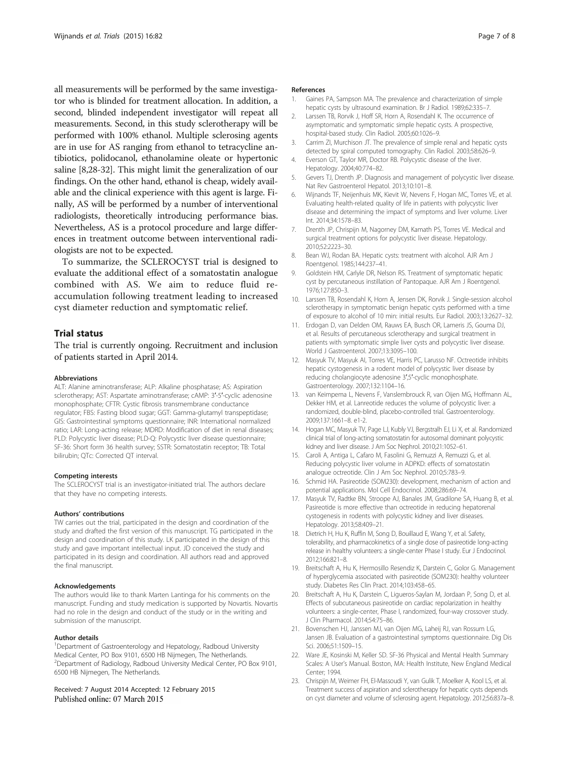all measurements will be performed by the same investigator who is blinded for treatment allocation. In addition, a second, blinded independent investigator will repeat all measurements. Second, in this study sclerotherapy will be performed with 100% ethanol. Multiple sclerosing agents are in use for AS ranging from ethanol to tetracycline antibiotics, polidocanol, ethanolamine oleate or hypertonic saline [8,28-32]. This might limit the generalization of our findings. On the other hand, ethanol is cheap, widely available and the clinical experience with this agent is large. Finally, AS will be performed by a number of interventional radiologists, theoretically introducing performance bias. Nevertheless, AS is a protocol procedure and large differences in treatment outcome between interventional radiologists are not to be expected.

To summarize, the SCLEROCYST trial is designed to evaluate the additional effect of a somatostatin analogue combined with AS. We aim to reduce fluid reaccumulation following treatment leading to increased cyst diameter reduction and symptomatic relief.

## Trial status

The trial is currently ongoing. Recruitment and inclusion of patients started in April 2014.

#### Abbreviations

ALT: Alanine aminotransferase; ALP: Alkaline phosphatase; AS: Aspiration sclerotherapy; AST: Aspartate aminotransferase; cAMP: 3′-5′-cyclic adenosine monophosphate; CFTR: Cystic fibrosis transmembrane conductance regulator; FBS: Fasting blood sugar; GGT: Gamma-glutamyl transpeptidase; GIS: Gastrointestinal symptoms questionnaire; INR: International normalized ratio; LAR: Long-acting release; MDRD: Modification of diet in renal diseases; PLD: Polycystic liver disease; PLD-Q: Polycystic liver disease questionnaire; SF-36: Short form 36 health survey; SSTR: Somatostatin receptor; TB: Total bilirubin; QTc: Corrected QT interval.

#### Competing interests

The SCLEROCYST trial is an investigator-initiated trial. The authors declare that they have no competing interests.

#### Authors' contributions

TW carries out the trial, participated in the design and coordination of the study and drafted the first version of this manuscript. TG participated in the design and coordination of this study. LK participated in the design of this study and gave important intellectual input. JD conceived the study and participated in its design and coordination. All authors read and approved the final manuscript.

#### Acknowledgements

The authors would like to thank Marten Lantinga for his comments on the manuscript. Funding and study medication is supported by Novartis. Novartis had no role in the design and conduct of the study or in the writing and submission of the manuscript.

#### Author details

[1]Department of Gastroenterology and Hepatology, Radboud University Medical Center, PO Box 9101, 6500 HB Nijmegen, The Netherlands. [2]Department of Radiology, Radboud University Medical Center, PO Box 9101, 6500 HB Nijmegen, The Netherlands.

Received: 7 August 2014 Accepted: 12 February 2015
Published online: 07 March 2015

#### References

1. Gaines PA, Sampson MA. The prevalence and characterization of simple hepatic cysts by ultrasound examination. Br J Radiol. 1989;62:335–7.
2. Larssen TB, Rorvik J, Hoff SR, Horn A, Rosendahl K. The occurrence of asymptomatic and symptomatic simple hepatic cysts. A prospective, hospital-based study. Clin Radiol. 2005;60:1026–9.
3. Carrim ZI, Murchison JT. The prevalence of simple renal and hepatic cysts detected by spiral computed tomography. Clin Radiol. 2003;58:626–9.
4. Everson GT, Taylor MR, Doctor RB. Polycystic disease of the liver. Hepatology. 2004;40:774–82.
5. Gevers TJ, Drenth JP. Diagnosis and management of polycystic liver disease. Nat Rev Gastroenterol Hepatol. 2013;10:101–8.
6. Wijnands TF, Neijenhuis MK, Kievit W, Nevens F, Hogan MC, Torres VE, et al. Evaluating health-related quality of life in patients with polycystic liver disease and determining the impact of symptoms and liver volume. Liver Int. 2014;34:1578–83.
7. Drenth JP, Chrispijn M, Nagorney DM, Kamath PS, Torres VE. Medical and surgical treatment options for polycystic liver disease. Hepatology. 2010;52:2223–30.
8. Bean WJ, Rodan BA. Hepatic cysts: treatment with alcohol. AJR Am J Roentgenol. 1985;144:237–41.
9. Goldstein HM, Carlyle DR, Nelson RS. Treatment of symptomatic hepatic cyst by percutaneous instillation of Pantopaque. AJR Am J Roentgenol. 1976;127:850–3.
10. Larssen TB, Rosendahl K, Horn A, Jensen DK, Rorvik J. Single-session alcohol sclerotherapy in symptomatic benign hepatic cysts performed with a time of exposure to alcohol of 10 min: initial results. Eur Radiol. 2003;13:2627–32.
11. Erdogan D, van Delden OM, Rauws EA, Busch OR, Lameris JS, Gouma DJ, et al. Results of percutaneous sclerotherapy and surgical treatment in patients with symptomatic simple liver cysts and polycystic liver disease. World J Gastroenterol. 2007;13:3095–100.
12. Masyuk TV, Masyuk AI, Torres VE, Harris PC, Larusso NF. Octreotide inhibits hepatic cystogenesis in a rodent model of polycystic liver disease by reducing cholangiocyte adenosine 3′,5′-cyclic monophosphate. Gastroenterology. 2007;132:1104–16.
13. van Keimpema L, Nevens F, Vanslembrouck R, van Oijen MG, Hoffmann AL, Dekker HM, et al. Lanreotide reduces the volume of polycystic liver: a randomized, double-blind, placebo-controlled trial. Gastroenterology. 2009;137:1661–8. e1-2.
14. Hogan MC, Masyuk TV, Page LJ, Kubly VJ, Bergstralh EJ, Li X, et al. Randomized clinical trial of long-acting somatostatin for autosomal dominant polycystic kidney and liver disease. J Am Soc Nephrol. 2010;21:1052–61.
15. Caroli A, Antiga L, Cafaro M, Fasolini G, Remuzzi A, Remuzzi G, et al. Reducing polycystic liver volume in ADPKD: effects of somatostatin analogue octreotide. Clin J Am Soc Nephrol. 2010;5:783–9.
16. Schmid HA. Pasireotide (SOM230): development, mechanism of action and potential applications. Mol Cell Endocrinol. 2008;286:69–74.
17. Masyuk TV, Radtke BN, Stroope AJ, Banales JM, Gradilone SA, Huang B, et al. Pasireotide is more effective than octreotide in reducing hepatorenal cystogenesis in rodents with polycystic kidney and liver diseases. Hepatology. 2013;58:409–21.
18. Dietrich H, Hu K, Ruffin M, Song D, Bouillaud E, Wang Y, et al. Safety, tolerability, and pharmacokinetics of a single dose of pasireotide long-acting release in healthy volunteers: a single-center Phase I study. Eur J Endocrinol. 2012;166:821–8.
19. Breitschaft A, Hu K, Hermosillo Resendiz K, Darstein C, Golor G. Management of hyperglycemia associated with pasireotide (SOM230): healthy volunteer study. Diabetes Res Clin Pract. 2014;103:458–65.
20. Breitschaft A, Hu K, Darstein C, Ligueros-Saylan M, Jordaan P, Song D, et al. Effects of subcutaneous pasireotide on cardiac repolarization in healthy volunteers: a single-center, Phase I, randomized, four-way crossover study. J Clin Pharmacol. 2014;54:75–86.
21. Bovenschen HJ, Janssen MJ, van Oijen MG, Laheij RJ, van Rossum LG, Jansen JB. Evaluation of a gastrointestinal symptoms questionnaire. Dig Dis Sci. 2006;51:1509–15.
22. Ware JE, Kosinski M, Keller SD. SF-36 Physical and Mental Health Summary Scales: A User's Manual. Boston, MA: Health Institute, New England Medical Center; 1994.
23. Chrispijn M, Weimer FH, El-Massoudi Y, van Gulik T, Moelker A, Kool LS, et al. Treatment success of aspiration and sclerotherapy for hepatic cysts depends on cyst diameter and volume of sclerosing agent. Hepatology. 2012;56:837a–8.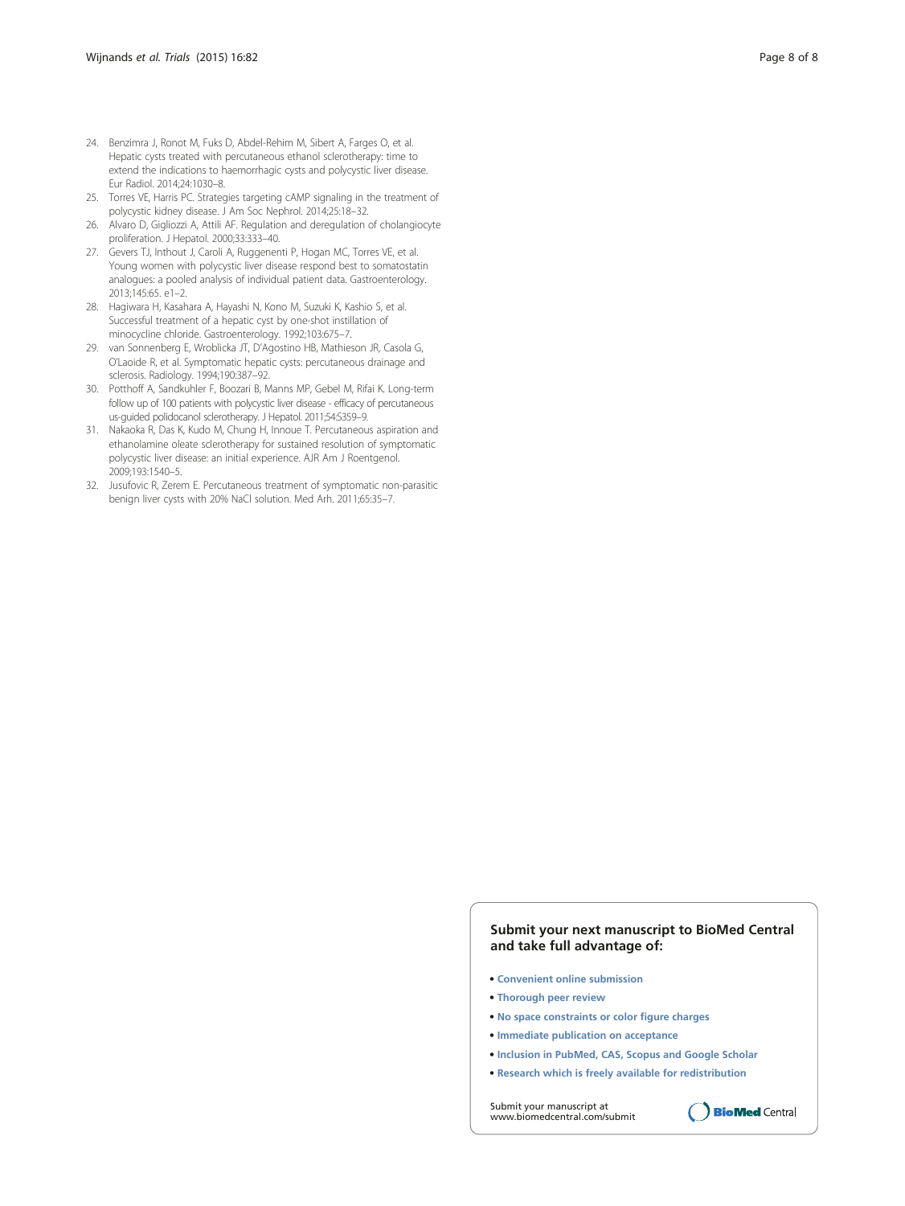24. Benzimra J, Ronot M, Fuks D, Abdel-Rehim M, Sibert A, Farges O, et al. Hepatic cysts treated with percutaneous ethanol sclerotherapy: time to extend the indications to haemorrhagic cysts and polycystic liver disease. Eur Radiol. 2014;24:1030–8.
25. Torres VE, Harris PC. Strategies targeting cAMP signaling in the treatment of polycystic kidney disease. J Am Soc Nephrol. 2014;25:18–32.
26. Alvaro D, Gigliozzi A, Attili AF. Regulation and deregulation of cholangiocyte proliferation. J Hepatol. 2000;33:333–40.
27. Gevers TJ, Inthout J, Caroli A, Ruggenenti P, Hogan MC, Torres VE, et al. Young women with polycystic liver disease respond best to somatostatin analogues: a pooled analysis of individual patient data. Gastroenterology. 2013;145:65. e1–2.
28. Hagiwara H, Kasahara A, Hayashi N, Kono M, Suzuki K, Kashio S, et al. Successful treatment of a hepatic cyst by one-shot instillation of minocycline chloride. Gastroenterology. 1992;103:675–7.
29. van Sonnenberg E, Wroblicka JT, D'Agostino HB, Mathieson JR, Casola G, O'Laoide R, et al. Symptomatic hepatic cysts: percutaneous drainage and sclerosis. Radiology. 1994;190:387–92.
30. Potthoff A, Sandkuhler F, Boozari B, Manns MP, Gebel M, Rifai K. Long-term follow up of 100 patients with polycystic liver disease - efficacy of percutaneous us-guided polidocanol sclerotherapy. J Hepatol. 2011;54:S359–9.
31. Nakaoka R, Das K, Kudo M, Chung H, Innoue T. Percutaneous aspiration and ethanolamine oleate sclerotherapy for sustained resolution of symptomatic polycystic liver disease: an initial experience. AJR Am J Roentgenol. 2009;193:1540–5.
32. Jusufovic R, Zerem E. Percutaneous treatment of symptomatic non-parasitic benign liver cysts with 20% NaCl solution. Med Arh. 2011;65:35–7.

**Submit your next manuscript to BioMed Central and take full advantage of:**

- **Convenient online submission**
- **Thorough peer review**
- **No space constraints or color figure charges**
- **Immediate publication on acceptance**
- **Inclusion in PubMed, CAS, Scopus and Google Scholar**
- **Research which is freely available for redistribution**

Submit your manuscript at
www.biomedcentral.com/submit

BioMed Central